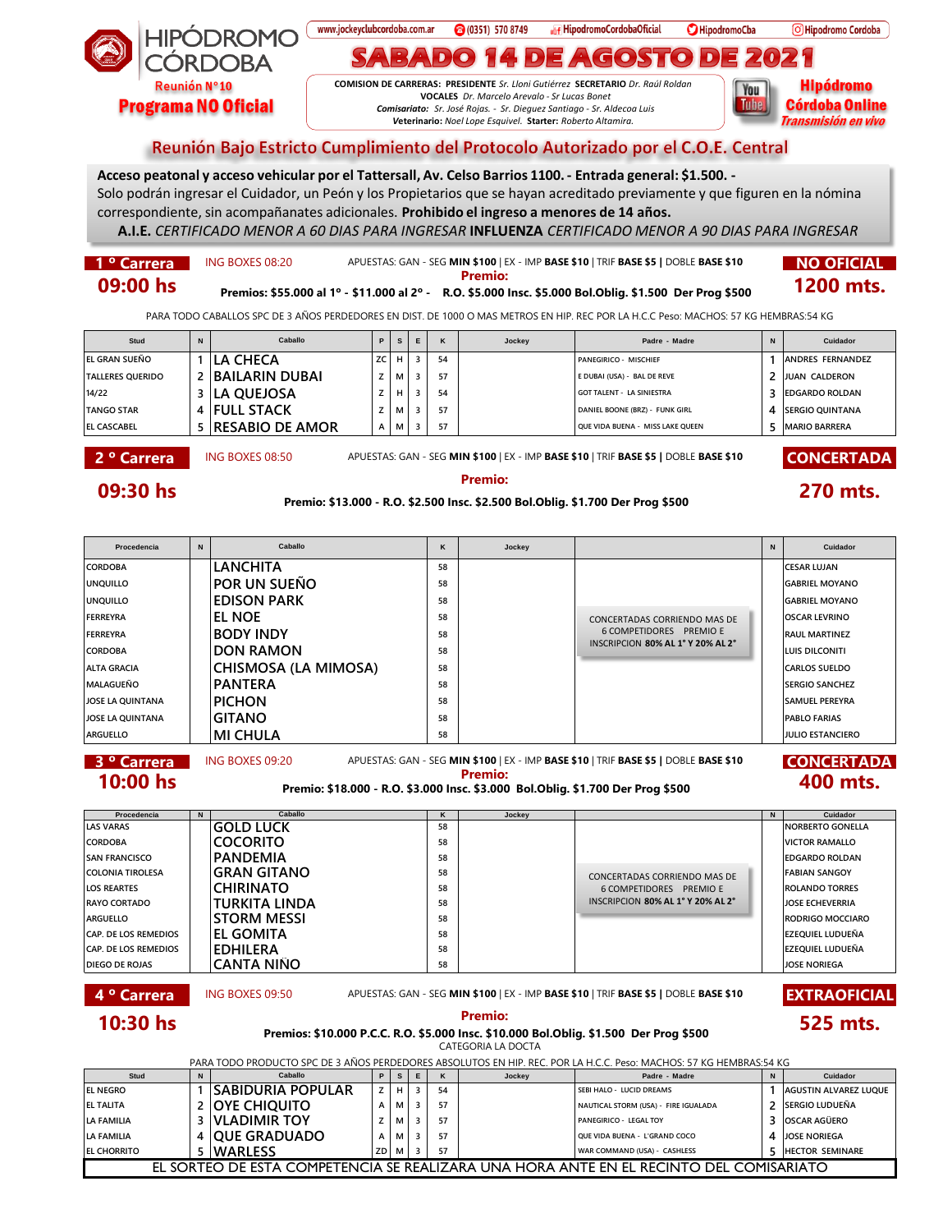# HIPÓDROMO CÓRDOBA

Reunión N°10

**Programa NO Oficial**

www.jockeyclubcordoba.com.ar | (0351) 570 8749 | HipodromoCordobaOficial | HipodromoCba | Hipodromo Cordoba

# SABADO 14 DE AGOSTO DE 2021

**COMISION DE CARRERAS: PRESIDENTE** *Sr. Lloni Gutiérrez* **SECRETARIO** *Dr. Raúl Roldan*
**VOCALES** *Dr. Marcelo Arevalo - Sr Lucas Bonet*
***Comisariato:*** *Sr. José Rojas. - Sr. Dieguez Santiago - Sr. Aldecoa Luis*
**Veterinario:** *Noel Lope Esquivel.* **Starter:** *Roberto Altamira.*

**Hipódromo Córdoba Online** *Transmisión en vivo*

## Reunión Bajo Estricto Cumplimiento del Protocolo Autorizado por el C.O.E. Central

**Acceso peatonal y acceso vehicular por el Tattersall, Av. Celso Barrios 1100.- Entrada general: $1.500. -**
Solo podrán ingresar el Cuidador, un Peón y los Propietarios que se hayan acreditado previamente y que figuren en la nómina correspondiente, sin acompañanates adicionales. **Prohibido el ingreso a menores de 14 años.**
**A.I.E.** *CERTIFICADO MENOR A 60 DIAS PARA INGRESAR* **INFLUENZA** *CERTIFICADO MENOR A 90 DIAS PARA INGRESAR*

## 1 º Carrera — 09:00 hs — NO OFICIAL — 1200 mts.

ING BOXES 08:20 — APUESTAS: GAN - SEG **MIN $100** | EX - IMP **BASE $10** | TRIF **BASE $5** | DOBLE **BASE $10**

**Premio:**
**Premios: $55.000 al 1º - $11.000 al 2º - R.O. $5.000 Insc. $5.000 Bol.Oblig. $1.500 Der Prog $500**

PARA TODO CABALLOS SPC DE 3 AÑOS PERDEDORES EN DIST. DE 1000 O MAS METROS EN HIP. REC POR LA H.C.C Peso: MACHOS: 57 KG HEMBRAS:54 KG

| Stud | N | Caballo | P | S | E | K | Jockey | Padre - Madre | N | Cuidador |
|---|---|---|---|---|---|---|---|---|---|---|
| EL GRAN SUEÑO | 1 | LA CHECA | ZC | H | 3 | 54 | | PANEGIRICO - MISCHIEF | 1 | ANDRES FERNANDEZ |
| TALLERES QUERIDO | 2 | BAILARIN DUBAI | Z | M | 3 | 57 | | E DUBAI (USA) - BAL DE REVE | 2 | JUAN CALDERON |
| 14/22 | 3 | LA QUEJOSA | Z | H | 3 | 54 | | GOT TALENT - LA SINIESTRA | 3 | EDGARDO ROLDAN |
| TANGO STAR | 4 | FULL STACK | Z | M | 3 | 57 | | DANIEL BOONE (BRZ) - FUNK GIRL | 4 | SERGIO QUINTANA |
| EL CASCABEL | 5 | RESABIO DE AMOR | A | M | 3 | 57 | | QUE VIDA BUENA - MISS LAKE QUEEN | 5 | MARIO BARRERA |

## 2 º Carrera — 09:30 hs — CONCERTADA — 270 mts.

ING BOXES 08:50 — APUESTAS: GAN - SEG **MIN $100** | EX - IMP **BASE $10** | TRIF **BASE $5** | DOBLE **BASE $10**

**Premio:**
**Premio: $13.000 - R.O. $2.500 Insc. $2.500 Bol.Oblig. $1.700 Der Prog $500**

| Procedencia | N | Caballo | K | Jockey | | N | Cuidador |
|---|---|---|---|---|---|---|---|
| CORDOBA | | LANCHITA | 58 | | CONCERTADAS CORRIENDO MAS DE 6 COMPETIDORES PREMIO E INSCRIPCION **80% AL 1° Y 20% AL 2°** | | CESAR LUJAN |
| UNQUILLO | | POR UN SUEÑO | 58 | | | | GABRIEL MOYANO |
| UNQUILLO | | EDISON PARK | 58 | | | | GABRIEL MOYANO |
| FERREYRA | | EL NOE | 58 | | | | OSCAR LEVRINO |
| FERREYRA | | BODY INDY | 58 | | | | RAUL MARTINEZ |
| CORDOBA | | DON RAMON | 58 | | | | LUIS DILCONITI |
| ALTA GRACIA | | CHISMOSA (LA MIMOSA) | 58 | | | | CARLOS SUELDO |
| MALAGUEÑO | | PANTERA | 58 | | | | SERGIO SANCHEZ |
| JOSE LA QUINTANA | | PICHON | 58 | | | | SAMUEL PEREYRA |
| JOSE LA QUINTANA | | GITANO | 58 | | | | PABLO FARIAS |
| ARGUELLO | | MI CHULA | 58 | | | | JULIO ESTANCIERO |

## 3 º Carrera — 10:00 hs — CONCERTADA — 400 mts.

ING BOXES 09:20 — APUESTAS: GAN - SEG **MIN $100** | EX - IMP **BASE $10** | TRIF **BASE $5** | DOBLE **BASE $10**

**Premio:**
**Premio: $18.000 - R.O. $3.000 Insc. $3.000 Bol.Oblig. $1.700 Der Prog $500**

| Procedencia | N | Caballo | K | Jockey | | N | Cuidador |
|---|---|---|---|---|---|---|---|
| LAS VARAS | | GOLD LUCK | 58 | | CONCERTADAS CORRIENDO MAS DE 6 COMPETIDORES PREMIO E INSCRIPCION **80% AL 1° Y 20% AL 2°** | | NORBERTO GONELLA |
| CORDOBA | | COCORITO | 58 | | | | VICTOR RAMALLO |
| SAN FRANCISCO | | PANDEMIA | 58 | | | | EDGARDO ROLDAN |
| COLONIA TIROLESA | | GRAN GITANO | 58 | | | | FABIAN SANGOY |
| LOS REARTES | | CHIRINATO | 58 | | | | ROLANDO TORRES |
| RAYO CORTADO | | TURKITA LINDA | 58 | | | | JOSE ECHEVERRIA |
| ARGUELLO | | STORM MESSI | 58 | | | | RODRIGO MOCCIARO |
| CAP. DE LOS REMEDIOS | | EL GOMITA | 58 | | | | EZEQUIEL LUDUEÑA |
| CAP. DE LOS REMEDIOS | | EDHILERA | 58 | | | | EZEQUIEL LUDUEÑA |
| DIEGO DE ROJAS | | CANTA NIÑO | 58 | | | | JOSE NORIEGA |

## 4 º Carrera — 10:30 hs — EXTRAOFICIAL — 525 mts.

ING BOXES 09:50 — APUESTAS: GAN - SEG **MIN $100** | EX - IMP **BASE $10** | TRIF **BASE $5** | DOBLE **BASE $10**

**Premio:**
**Premios: $10.000 P.C.C. R.O. $5.000 Insc. $10.000 Bol.Oblig. $1.500 Der Prog $500**

CATEGORIA LA DOCTA

PARA TODO PRODUCTO SPC DE 3 AÑOS PERDEDORES ABSOLUTOS EN HIP. REC. POR LA H.C.C. Peso: MACHOS: 57 KG HEMBRAS:54 KG

| Stud | N | Caballo | P | S | E | K | Jockey | Padre - Madre | N | Cuidador |
|---|---|---|---|---|---|---|---|---|---|---|
| EL NEGRO | 1 | SABIDURIA POPULAR | Z | H | 3 | 54 | | SEBI HALO - LUCID DREAMS | 1 | AGUSTIN ALVAREZ LUQUE |
| EL TALITA | 2 | OYE CHIQUITO | A | M | 3 | 57 | | NAUTICAL STORM (USA) - FIRE IGUALADA | 2 | SERGIO LUDUEÑA |
| LA FAMILIA | 3 | VLADIMIR TOY | Z | M | 3 | 57 | | PANEGIRICO - LEGAL TOY | 3 | OSCAR AGÜERO |
| LA FAMILIA | 4 | QUE GRADUADO | A | M | 3 | 57 | | QUE VIDA BUENA - L'GRAND COCO | 4 | JOSE NORIEGA |
| EL CHORRITO | 5 | WARLESS | ZD | M | 3 | 57 | | WAR COMMAND (USA) - CASHLESS | 5 | HECTOR SEMINARE |

EL SORTEO DE ESTA COMPETENCIA SE REALIZARA UNA HORA ANTE EN EL RECINTO DEL COMISARIATO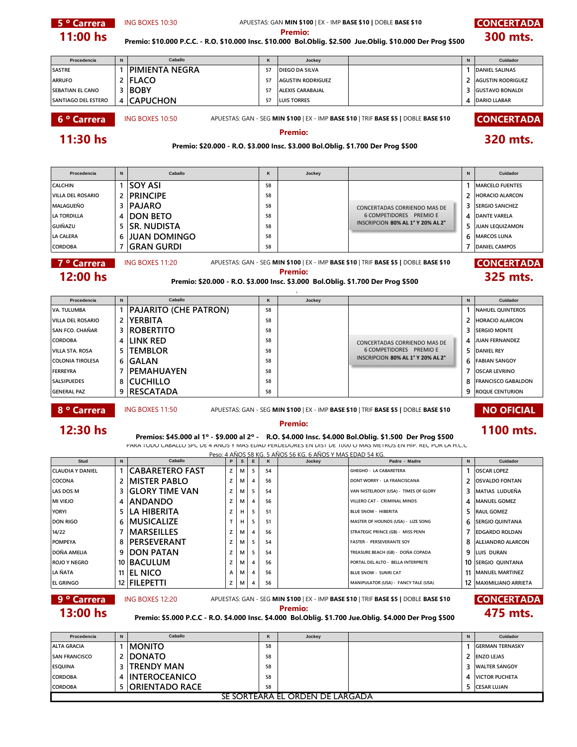## 5 º Carrera

**11:00 hs**

ING BOXES 10:30

APUESTAS: GAN **MIN $100** | EX - IMP **BASE $10** | DOBLE **BASE $10**

**Premio:**

**Premio: $10.000 P.C.C. - R.O. $10.000 Insc. $10.000 Bol.Oblig. $2.500 Jue.Oblig. $10.000 Der Prog $500**

**CONCERTADA**

**300 mts.**

| Procedencia | N | Caballo | K | Jockey | | N | Cuidador |
|---|---|---|---|---|---|---|---|
| SASTRE | 1 | PIMIENTA NEGRA | 57 | DIEGO DA SILVA | | 1 | DANIEL SALINAS |
| ARRUFO | 2 | FLACO | 57 | AGUSTIN RODRIGUEZ | | 2 | AGUSTIN RODRIGUEZ |
| SEBATIAN EL CANO | 3 | BOBY | 57 | ALEXIS CARABAJAL | | 3 | GUSTAVO BONALDI |
| SANTIAGO DEL ESTERO | 4 | CAPUCHON | 57 | LUIS TORRES | | 4 | DARIO LLABAR |

## 6 º Carrera

**11:30 hs**

ING BOXES 10:50

APUESTAS: GAN - SEG **MIN $100** | EX - IMP **BASE $10** | TRIF **BASE $5** | DOBLE **BASE $10**

**Premio:**

**Premio: $20.000 - R.O. $3.000 Insc. $3.000 Bol.Oblig. $1.700 Der Prog $500**

**CONCERTADA**

**320 mts.**

| Procedencia | N | Caballo | K | Jockey | | N | Cuidador |
|---|---|---|---|---|---|---|---|
| CALCHIN | 1 | SOY ASI | 58 | | | 1 | MARCELO FUENTES |
| VILLA DEL ROSARIO | 2 | PRINCIPE | 58 | | | 2 | HORACIO ALARCON |
| MALAGUEÑO | 3 | PAJARO | 58 | | | 3 | SERGIO SANCHEZ |
| LA TORDILLA | 4 | DON BETO | 58 | | | 4 | DANTE VARELA |
| GUIÑAZU | 5 | SR. NUDISTA | 58 | | | 5 | JUAN LEQUIZAMON |
| LA CALERA | 6 | JUAN DOMINGO | 58 | | | 6 | MARCOS LUNA |
| CORDOBA | 7 | GRAN GURDI | 58 | | | 7 | DANIEL CAMPOS |

CONCERTADAS CORRIENDO MAS DE 6 COMPETIDORES PREMIO E INSCRIPCION **80% AL 1° Y 20% AL 2°**

## 7 º Carrera

**12:00 hs**

ING BOXES 11:20

APUESTAS: GAN - SEG **MIN $100** | EX - IMP **BASE $10** | TRIF **BASE $5** | DOBLE **BASE $10**

**Premio:**

**Premio: $20.000 - R.O. $3.000 Insc. $3.000 Bol.Oblig. $1.700 Der Prog $500**

**CONCERTADA**

**325 mts.**

| Procedencia | N | Caballo | K | Jockey | | N | Cuidador |
|---|---|---|---|---|---|---|---|
| VA. TULUMBA | 1 | PAJARITO (CHE PATRON) | 58 | | | 1 | NAHUEL QUINTEROS |
| VILLA DEL ROSARIO | 2 | YERBITA | 58 | | | 2 | HORACIO ALARCON |
| SAN FCO. CHAÑAR | 3 | ROBERTITO | 58 | | | 3 | SERGIO MONTE |
| CORDOBA | 4 | LINK RED | 58 | | | 4 | JUAN FERNANDEZ |
| VILLA STA. ROSA | 5 | TEMBLOR | 58 | | | 5 | DANIEL REY |
| COLONIA TIROLESA | 6 | GALAN | 58 | | | 6 | FABIAN SANGOY |
| FERREYRA | 7 | PEMAHUAYEN | 58 | | | 7 | OSCAR LEVRINO |
| SALSIPUEDES | 8 | CUCHILLO | 58 | | | 8 | FRANCISCO GABALDON |
| GENERAL PAZ | 9 | RESCATADA | 58 | | | 9 | ROQUE CENTURION |

CONCERTADAS CORRIENDO MAS DE 6 COMPETIDORES PREMIO E INSCRIPCION **80% AL 1° Y 20% AL 2°**

## 8 º Carrera

**12:30 hs**

ING BOXES 11:50

APUESTAS: GAN - SEG **MIN $100** | EX - IMP **BASE $10** | TRIF **BASE $5** | DOBLE **BASE $10**

**Premio:**

**Premios: $45.000 al 1º - $9.000 al 2º - R.O. $4.000 Insc. $4.000 Bol.Oblig. $1.500 Der Prog $500**

PARA TODO CABALLO SPC DE 4 AÑOS Y MAS EDAD PERDEDORES EN DIST DE 1000 O MAS METROS EN HIP. REC POR LA H.C.C

Peso: 4 AÑOS 58 KG. 5 AÑOS 56 KG. 6 AÑOS Y MAS EDAD 54 KG.

**NO OFICIAL**

**1100 mts.**

| Stud | N | Caballo | P | S | E | K | Jockey | Padre - Madre | N | Cuidador |
|---|---|---|---|---|---|---|---|---|---|---|
| CLAUDIA Y DANIEL | 1 | CABARETERO FAST | Z | M | 5 | 54 | | GHEGHO - LA CABARETERA | 1 | OSCAR LOPEZ |
| COCONA | 2 | MISTER PABLO | Z | M | 4 | 56 | | DONT WORRY - LA FRANCISCANA | 2 | OSVALDO FONTAN |
| LAS DOS M | 3 | GLORY TIME VAN | Z | M | 5 | 54 | | VAN NISTELROOY (USA) - TIMES OF GLORY | 3 | MATIAS LUDUEÑA |
| MI VIEJO | 4 | ANDANDO | Z | M | 4 | 56 | | VILLERO CAT - CRIMINAL MINDS | 4 | MANUEL GOMEZ |
| YORYI | 5 | LA HIBERITA | Z | H | 5 | 51 | | BLUE SNOW - HIBERITA | 5 | RAUL GOMEZ |
| DON RIGO | 6 | MUSICALIZE | T | H | 5 | 51 | | MASTER OF HOUNDS (USA) - LIZE SONG | 6 | SERGIO QUINTANA |
| 14/22 | 7 | MARSEILLES | Z | M | 4 | 56 | | STRATEGIC PRINCE (GB) - MISS PENN | 7 | EDGARDO ROLDAN |
| POMPEYA | 8 | PERSEVERANT | Z | M | 5 | 54 | | FASTER - PERSEVERANTE SOY | 8 | ALEJANDRO ALARCON |
| DOÑA AMELIA | 9 | DON PATAN | Z | M | 5 | 54 | | TREASURE BEACH (GB) - DOÑA COPADA | 9 | LUIS DURAN |
| ROJO Y NEGRO | 10 | BACULUM | Z | M | 4 | 56 | | PORTAL DEL ALTO - BELLA INTERPRETE | 10 | SERGIO QUINTANA |
| LA ÑATA | 11 | EL NICO | A | M | 4 | 56 | | BLUE SNOW - SUNRI CAT | 11 | MANUEL MARTINEZ |
| EL GRINGO | 12 | FILEPETTI | Z | M | 4 | 56 | | MANIPULATOR (USA) - FANCY TALE (USA) | 12 | MAXIMILIANO ARRIETA |

## 9 º Carrera

**13:00 hs**

ING BOXES 12:20

APUESTAS: GAN - SEG **MIN $100** | EX - IMP **BASE $10** | TRIF **BASE $5** | DOBLE **BASE $10**

**Premio:**

**Premio: $5.000 P.C.C - R.O. $4.000 Insc. $4.000 Bol.Oblig. $1.700 Jue.Oblig. $4.000 Der Prog $500**

**CONCERTADA**

**475 mts.**

| Procedencia | N | Caballo | K | Jockey | | N | Cuidador |
|---|---|---|---|---|---|---|---|
| ALTA GRACIA | 1 | MONITO | 58 | | | 1 | GERMAN TERNASKY |
| SAN FRANCISCO | 2 | DONATO | 58 | | | 2 | ENZO LEJAS |
| ESQUINA | 3 | TRENDY MAN | 58 | | | 3 | WALTER SANGOY |
| CORDOBA | 4 | INTEROCEANICO | 58 | | | 4 | VICTOR PUCHETA |
| CORDOBA | 5 | ORIENTADO RACE | 58 | | | 5 | CESAR LUJAN |

SE SORTEARA EL ORDEN DE LARGADA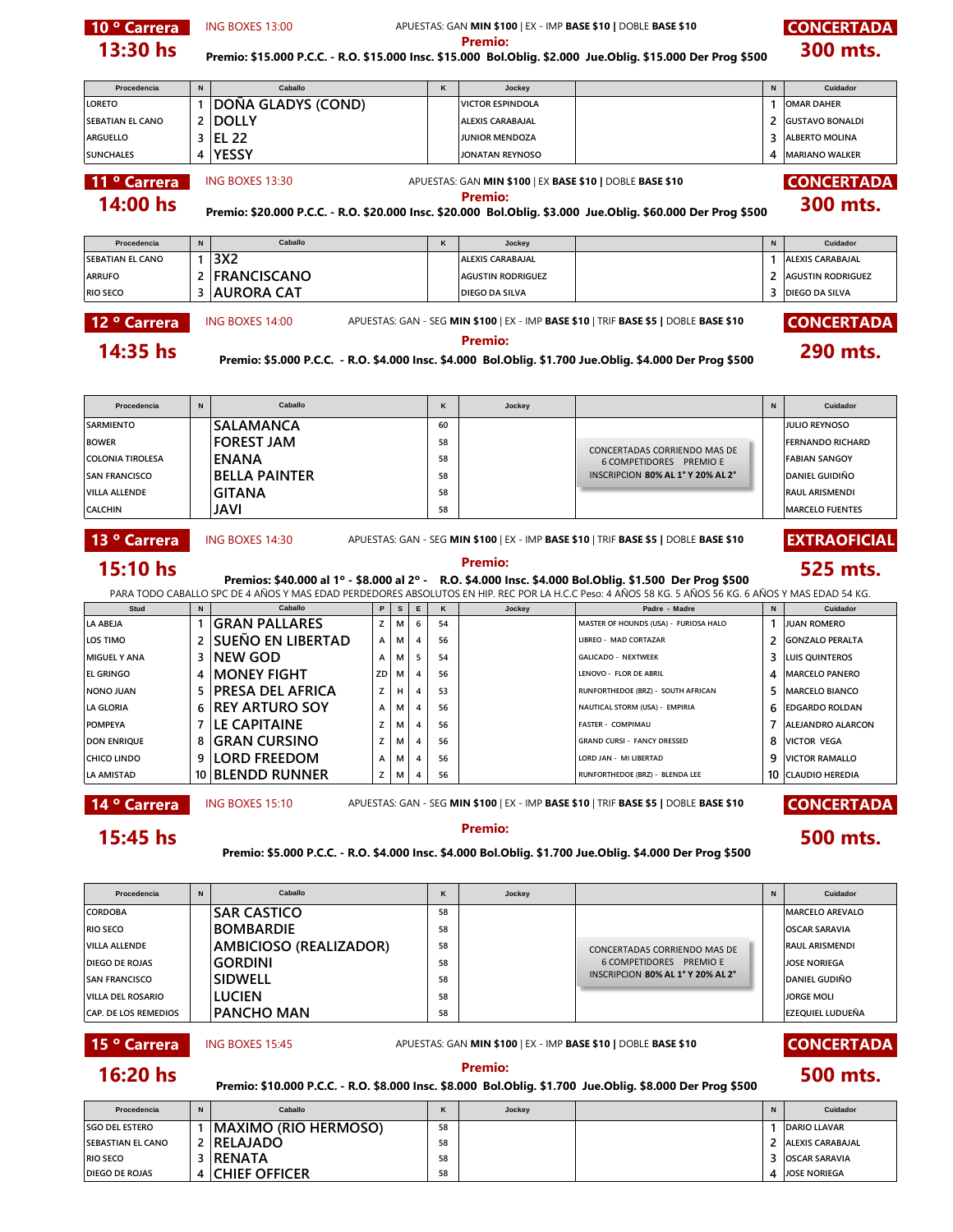## 10 ° Carrera — 13:30 hs

ING BOXES 13:00 — APUESTAS: GAN **MIN $100** | EX - IMP **BASE $10** | DOBLE **BASE $10**

**CONCERTADA — 300 mts.**

**Premio:**
**Premio: $15.000 P.C.C. - R.O. $15.000 Insc. $15.000 Bol.Oblig. $2.000 Jue.Oblig. $15.000 Der Prog $500**

| Procedencia | N | Caballo | K | Jockey | | N | Cuidador |
|---|---|---|---|---|---|---|---|
| LORETO | 1 | DOÑA GLADYS (COND) | | VICTOR ESPINDOLA | | 1 | OMAR DAHER |
| SEBATIAN EL CANO | 2 | DOLLY | | ALEXIS CARABAJAL | | 2 | GUSTAVO BONALDI |
| ARGUELLO | 3 | EL 22 | | JUNIOR MENDOZA | | 3 | ALBERTO MOLINA |
| SUNCHALES | 4 | YESSY | | JONATAN REYNOSO | | 4 | MARIANO WALKER |

## 11 ° Carrera — 14:00 hs

ING BOXES 13:30 — APUESTAS: GAN **MIN $100** | EX **BASE $10** | DOBLE **BASE $10**

**CONCERTADA — 300 mts.**

**Premio:**
**Premio: $20.000 P.C.C. - R.O. $20.000 Insc. $20.000 Bol.Oblig. $3.000 Jue.Oblig. $60.000 Der Prog $500**

| Procedencia | N | Caballo | K | Jockey | | N | Cuidador |
|---|---|---|---|---|---|---|---|
| SEBATIAN EL CANO | 1 | 3X2 | | ALEXIS CARABAJAL | | 1 | ALEXIS CARABAJAL |
| ARRUFO | 2 | FRANCISCANO | | AGUSTIN RODRIGUEZ | | 2 | AGUSTIN RODRIGUEZ |
| RIO SECO | 3 | AURORA CAT | | DIEGO DA SILVA | | 3 | DIEGO DA SILVA |

## 12 ° Carrera — 14:35 hs

ING BOXES 14:00 — APUESTAS: GAN - SEG **MIN $100** | EX - IMP **BASE $10** | TRIF **BASE $5** | DOBLE **BASE $10**

**CONCERTADA — 290 mts.**

**Premio:**
**Premio: $5.000 P.C.C. - R.O. $4.000 Insc. $4.000 Bol.Oblig. $1.700 Jue.Oblig. $4.000 Der Prog $500**

| Procedencia | N | Caballo | K | Jockey | | N | Cuidador |
|---|---|---|---|---|---|---|---|
| SARMIENTO | | SALAMANCA | 60 | | CONCERTADAS CORRIENDO MAS DE 6 COMPETIDORES PREMIO E INSCRIPCION **80% AL 1° Y 20% AL 2°** | | JULIO REYNOSO |
| BOWER | | FOREST JAM | 58 | | | | FERNANDO RICHARD |
| COLONIA TIROLESA | | ENANA | 58 | | | | FABIAN SANGOY |
| SAN FRANCISCO | | BELLA PAINTER | 58 | | | | DANIEL GUIDIÑO |
| VILLA ALLENDE | | GITANA | 58 | | | | RAUL ARISMENDI |
| CALCHIN | | JAVI | 58 | | | | MARCELO FUENTES |

## 13 ° Carrera — 15:10 hs

ING BOXES 14:30 — APUESTAS: GAN - SEG **MIN $100** | EX - IMP **BASE $10** | TRIF **BASE $5** | DOBLE **BASE $10**

**EXTRAOFICIAL — 525 mts.**

**Premio:**
**Premios: $40.000 al 1º - $8.000 al 2º - R.O. $4.000 Insc. $4.000 Bol.Oblig. $1.500 Der Prog $500**

PARA TODO CABALLO SPC DE 4 AÑOS Y MAS EDAD PERDEDORES ABSOLUTOS EN HIP. REC POR LA H.C.C Peso: 4 AÑOS 58 KG. 5 AÑOS 56 KG. 6 AÑOS Y MAS EDAD 54 KG.

| Stud | N | Caballo | P | S | E | K | Jockey | Padre - Madre | N | Cuidador |
|---|---|---|---|---|---|---|---|---|---|---|
| LA ABEJA | 1 | GRAN PALLARES | Z | M | 6 | 54 | | MASTER OF HOUNDS (USA) - FURIOSA HALO | 1 | JUAN ROMERO |
| LOS TIMO | 2 | SUEÑO EN LIBERTAD | A | M | 4 | 56 | | LIBREO - MAD CORTAZAR | 2 | GONZALO PERALTA |
| MIGUEL Y ANA | 3 | NEW GOD | A | M | 5 | 54 | | GALICADO - NEXTWEEK | 3 | LUIS QUINTEROS |
| EL GRINGO | 4 | MONEY FIGHT | ZD | M | 4 | 56 | | LENOVO - FLOR DE ABRIL | 4 | MARCELO PANERO |
| NONO JUAN | 5 | PRESA DEL AFRICA | Z | H | 4 | 53 | | RUNFORTHEDOE (BRZ) - SOUTH AFRICAN | 5 | MARCELO BIANCO |
| LA GLORIA | 6 | REY ARTURO SOY | A | M | 4 | 56 | | NAUTICAL STORM (USA) - EMPIRIA | 6 | EDGARDO ROLDAN |
| POMPEYA | 7 | LE CAPITAINE | Z | M | 4 | 56 | | FASTER - COMPIMAU | 7 | ALEJANDRO ALARCON |
| DON ENRIQUE | 8 | GRAN CURSINO | Z | M | 4 | 56 | | GRAND CURSI - FANCY DRESSED | 8 | VICTOR VEGA |
| CHICO LINDO | 9 | LORD FREEDOM | A | M | 4 | 56 | | LORD JAN - MI LIBERTAD | 9 | VICTOR RAMALLO |
| LA AMISTAD | 10 | BLENDD RUNNER | Z | M | 4 | 56 | | RUNFORTHEDOE (BRZ) - BLENDA LEE | 10 | CLAUDIO HEREDIA |

## 14 ° Carrera — 15:45 hs

ING BOXES 15:10 — APUESTAS: GAN - SEG **MIN $100** | EX - IMP **BASE $10** | TRIF **BASE $5** | DOBLE **BASE $10**

**CONCERTADA — 500 mts.**

**Premio:**
**Premio: $5.000 P.C.C. - R.O. $4.000 Insc. $4.000 Bol.Oblig. $1.700 Jue.Oblig. $4.000 Der Prog $500**

| Procedencia | N | Caballo | K | Jockey | | N | Cuidador |
|---|---|---|---|---|---|---|---|
| CORDOBA | | SAR CASTICO | 58 | | CONCERTADAS CORRIENDO MAS DE 6 COMPETIDORES PREMIO E INSCRIPCION **80% AL 1° Y 20% AL 2°** | | MARCELO AREVALO |
| RIO SECO | | BOMBARDIE | 58 | | | | OSCAR SARAVIA |
| VILLA ALLENDE | | AMBICIOSO (REALIZADOR) | 58 | | | | RAUL ARISMENDI |
| DIEGO DE ROJAS | | GORDINI | 58 | | | | JOSE NORIEGA |
| SAN FRANCISCO | | SIDWELL | 58 | | | | DANIEL GUDIÑO |
| VILLA DEL ROSARIO | | LUCIEN | 58 | | | | JORGE MOLI |
| CAP. DE LOS REMEDIOS | | PANCHO MAN | 58 | | | | EZEQUIEL LUDUEÑA |

## 15 ° Carrera — 16:20 hs

ING BOXES 15:45 — APUESTAS: GAN **MIN $100** | EX - IMP **BASE $10** | DOBLE **BASE $10**

**CONCERTADA — 500 mts.**

**Premio:**
**Premio: $10.000 P.C.C. - R.O. $8.000 Insc. $8.000 Bol.Oblig. $1.700 Jue.Oblig. $8.000 Der Prog $500**

| Procedencia | N | Caballo | K | Jockey | | N | Cuidador |
|---|---|---|---|---|---|---|---|
| SGO DEL ESTERO | 1 | MAXIMO (RIO HERMOSO) | 58 | | | 1 | DARIO LLAVAR |
| SEBASTIAN EL CANO | 2 | RELAJADO | 58 | | | 2 | ALEXIS CARABAJAL |
| RIO SECO | 3 | RENATA | 58 | | | 3 | OSCAR SARAVIA |
| DIEGO DE ROJAS | 4 | CHIEF OFFICER | 58 | | | 4 | JOSE NORIEGA |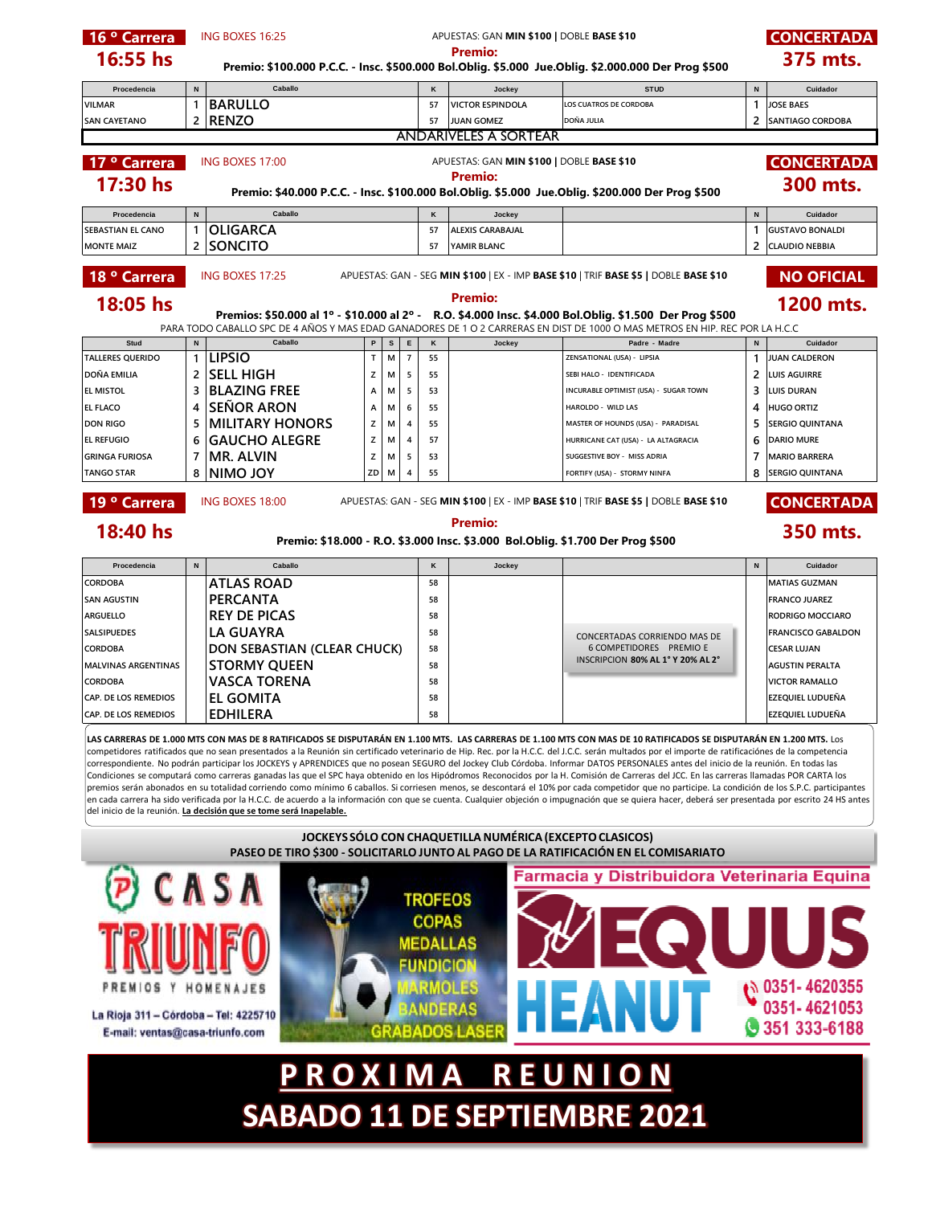## 16 ° Carrera — 16:55 hs

ING BOXES 16:25

APUESTAS: GAN **MIN $100** | DOBLE **BASE $10**

**CONCERTADA** — **375 mts.**

**Premio:**
**Premio: $100.000 P.C.C. - Insc. $500.000 Bol.Oblig. $5.000 Jue.Oblig. $2.000.000 Der Prog $500**

| Procedencia | N | Caballo | K | Jockey | STUD | N | Cuidador |
|---|---|---|---|---|---|---|---|
| VILMAR | 1 | BARULLO | 57 | VICTOR ESPINDOLA | LOS CUATROS DE CORDOBA | 1 | JOSE BAES |
| SAN CAYETANO | 2 | RENZO | 57 | JUAN GOMEZ | DOÑA JULIA | 2 | SANTIAGO CORDOBA |

ANDARIVELES A SORTEAR

## 17 ° Carrera — 17:30 hs

ING BOXES 17:00

APUESTAS: GAN **MIN $100** | DOBLE **BASE $10**

**CONCERTADA** — **300 mts.**

**Premio:**
**Premio: $40.000 P.C.C. - Insc. $100.000 Bol.Oblig. $5.000 Jue.Oblig. $200.000 Der Prog $500**

| Procedencia | N | Caballo | K | Jockey | | N | Cuidador |
|---|---|---|---|---|---|---|---|
| SEBASTIAN EL CANO | 1 | OLIGARCA | 57 | ALEXIS CARABAJAL | | 1 | GUSTAVO BONALDI |
| MONTE MAIZ | 2 | SONCITO | 57 | YAMIR BLANC | | 2 | CLAUDIO NEBBIA |

## 18 ° Carrera — 18:05 hs

ING BOXES 17:25

APUESTAS: GAN - SEG **MIN $100** | EX - IMP **BASE $10** | TRIF **BASE $5** | DOBLE **BASE $10**

**NO OFICIAL** — **1200 mts.**

**Premio:**
**Premios: $50.000 al 1º - $10.000 al 2º - R.O. $4.000 Insc. $4.000 Bol.Oblig. $1.500 Der Prog $500**

PARA TODO CABALLO SPC DE 4 AÑOS Y MAS EDAD GANADORES DE 1 O 2 CARRERAS EN DIST DE 1000 O MAS METROS EN HIP. REC POR LA H.C.C

| Stud | N | Caballo | P | S | E | K | Jockey | Padre - Madre | N | Cuidador |
|---|---|---|---|---|---|---|---|---|---|---|
| TALLERES QUERIDO | 1 | LIPSIO | T | M | 7 | 55 | | ZENSATIONAL (USA) - LIPSIA | 1 | JUAN CALDERON |
| DOÑA EMILIA | 2 | SELL HIGH | Z | M | 5 | 55 | | SEBI HALO - IDENTIFICADA | 2 | LUIS AGUIRRE |
| EL MISTOL | 3 | BLAZING FREE | A | M | 5 | 53 | | INCURABLE OPTIMIST (USA) - SUGAR TOWN | 3 | LUIS DURAN |
| EL FLACO | 4 | SEÑOR ARON | A | M | 6 | 55 | | HAROLDO - WILD LAS | 4 | HUGO ORTIZ |
| DON RIGO | 5 | MILITARY HONORS | Z | M | 4 | 55 | | MASTER OF HOUNDS (USA) - PARADISAL | 5 | SERGIO QUINTANA |
| EL REFUGIO | 6 | GAUCHO ALEGRE | Z | M | 4 | 57 | | HURRICANE CAT (USA) - LA ALTAGRACIA | 6 | DARIO MURE |
| GRINGA FURIOSA | 7 | MR. ALVIN | Z | M | 5 | 53 | | SUGGESTIVE BOY - MISS ADRIA | 7 | MARIO BARRERA |
| TANGO STAR | 8 | NIMO JOY | ZD | M | 4 | 55 | | FORTIFY (USA) - STORMY NINFA | 8 | SERGIO QUINTANA |

## 19 ° Carrera — 18:40 hs

ING BOXES 18:00

APUESTAS: GAN - SEG **MIN $100** | EX - IMP **BASE $10** | TRIF **BASE $5** | DOBLE **BASE $10**

**CONCERTADA** — **350 mts.**

**Premio:**
**Premio: $18.000 - R.O. $3.000 Insc. $3.000 Bol.Oblig. $1.700 Der Prog $500**

| Procedencia | N | Caballo | K | Jockey | | N | Cuidador |
|---|---|---|---|---|---|---|---|
| CORDOBA | | ATLAS ROAD | 58 | | | | MATIAS GUZMAN |
| SAN AGUSTIN | | PERCANTA | 58 | | | | FRANCO JUAREZ |
| ARGUELLO | | REY DE PICAS | 58 | | | | RODRIGO MOCCIARO |
| SALSIPUEDES | | LA GUAYRA | 58 | | CONCERTADAS CORRIENDO MAS DE 6 COMPETIDORES PREMIO E INSCRIPCION **80% AL 1° Y 20% AL 2°** | | FRANCISCO GABALDON |
| CORDOBA | | DON SEBASTIAN (CLEAR CHUCK) | 58 | | | | CESAR LUJAN |
| MALVINAS ARGENTINAS | | STORMY QUEEN | 58 | | | | AGUSTIN PERALTA |
| CORDOBA | | VASCA TORENA | 58 | | | | VICTOR RAMALLO |
| CAP. DE LOS REMEDIOS | | EL GOMITA | 58 | | | | EZEQUIEL LUDUEÑA |
| CAP. DE LOS REMEDIOS | | EDHILERA | 58 | | | | EZEQUIEL LUDUEÑA |

**LAS CARRERAS DE 1.000 MTS CON MAS DE 8 RATIFICADOS SE DISPUTARÁN EN 1.100 MTS. LAS CARRERAS DE 1.100 MTS CON MAS DE 10 RATIFICADOS SE DISPUTARÁN EN 1.200 MTS.** Los competidores ratificados que no sean presentados a la Reunión sin certificado veterinario de Hip. Rec. por la H.C.C. del J.C.C. serán multados por el importe de ratificaciónes de la competencia correspondiente. No podrán participar los JOCKEYS y APRENDICES que no posean SEGURO del Jockey Club Córdoba. Informar DATOS PERSONALES antes del inicio de la reunión. En todas las Condiciones se computará como carreras ganadas las que el SPC haya obtenido en los Hipódromos Reconocidos por la H. Comisión de Carreras del JCC. En las carreras llamadas POR CARTA los premios serán abonados en su totalidad corriendo como mínimo 6 caballos. Si corriesen menos, se descontará el 10% por cada competidor que no participe. La condición de los S.P.C. participantes en cada carrera ha sido verificada por la H.C.C. de acuerdo a la información con que se cuenta. Cualquier objeción o impugnación que se quiera hacer, deberá ser presentada por escrito 24 HS antes del inicio de la reunión. **La decisión que se tome será Inapelable.**

**JOCKEYS SÓLO CON CHAQUETILLA NUMÉRICA (EXCEPTO CLASICOS)**
**PASEO DE TIRO $300 - SOLICITARLO JUNTO AL PAGO DE LA RATIFICACIÓN EN EL COMISARIATO**

CASA TRIUNFO — PREMIOS Y HOMENAJES — La Rioja 311 – Córdoba – Tel: 4225710 — E-mail: ventas@casa-triunfo.com

TROFEOS — COPAS — MEDALLAS — FUNDICION — MARMOLES — BANDERAS — GRABADOS LASER

Farmacia y Distribuidora Veterinaria Equina — EQUUS HEANUT — 0351- 4620355 — 0351- 4621053 — 351 333-6188

# PROXIMA REUNION
# SABADO 11 DE SEPTIEMBRE 2021